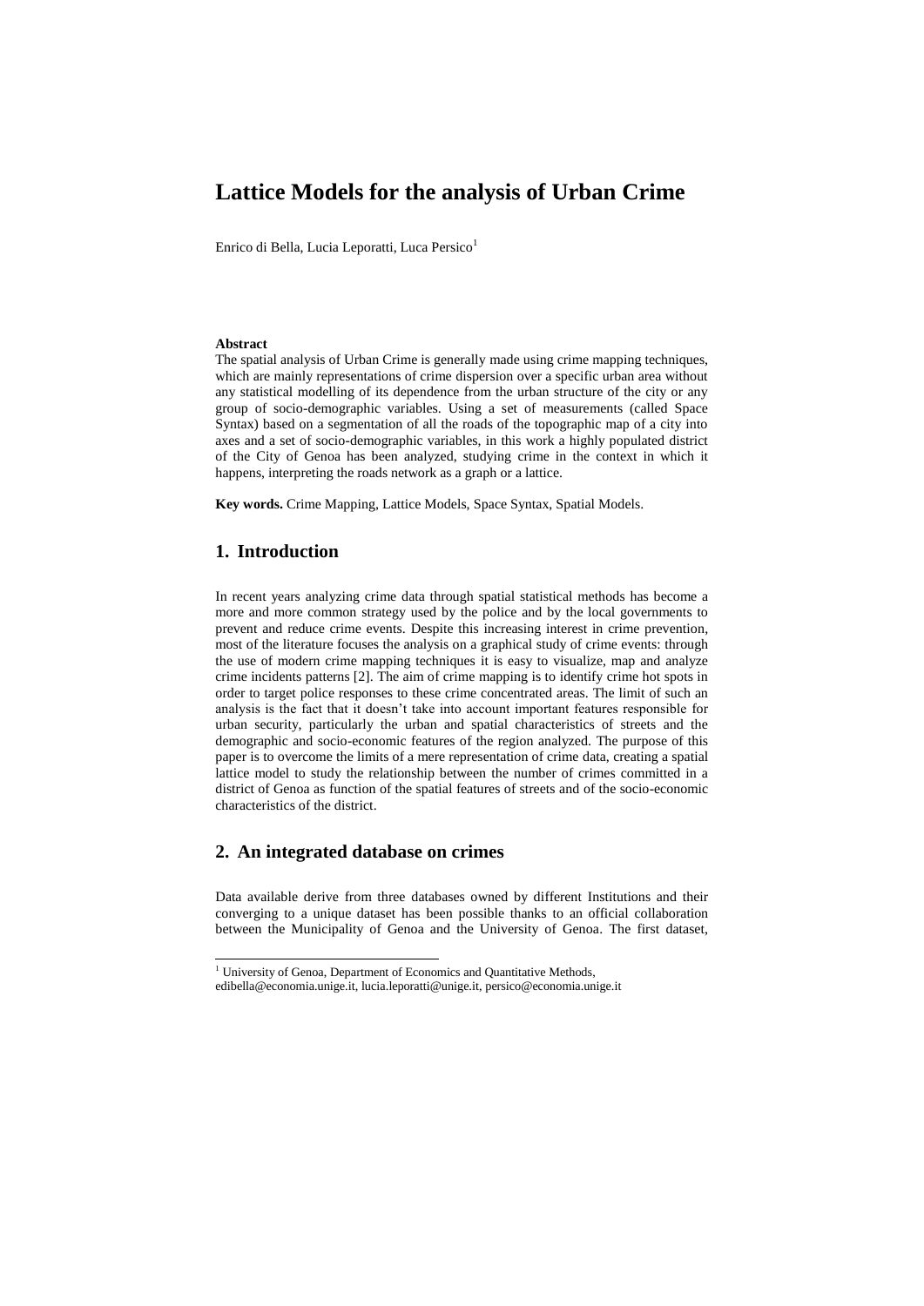# Lattice Models for the analysis of Urban Crime

Enrico di Bella, Lucia Leporatti, Luca Persico[1]

**Abstract**

The spatial analysis of Urban Crime is generally made using crime mapping techniques, which are mainly representations of crime dispersion over a specific urban area without any statistical modelling of its dependence from the urban structure of the city or any group of socio-demographic variables. Using a set of measurements (called Space Syntax) based on a segmentation of all the roads of the topographic map of a city into axes and a set of socio-demographic variables, in this work a highly populated district of the City of Genoa has been analyzed, studying crime in the context in which it happens, interpreting the roads network as a graph or a lattice.

**Key words.** Crime Mapping, Lattice Models, Space Syntax, Spatial Models.

## 1. Introduction

In recent years analyzing crime data through spatial statistical methods has become a more and more common strategy used by the police and by the local governments to prevent and reduce crime events. Despite this increasing interest in crime prevention, most of the literature focuses the analysis on a graphical study of crime events: through the use of modern crime mapping techniques it is easy to visualize, map and analyze crime incidents patterns [2]. The aim of crime mapping is to identify crime hot spots in order to target police responses to these crime concentrated areas. The limit of such an analysis is the fact that it doesn't take into account important features responsible for urban security, particularly the urban and spatial characteristics of streets and the demographic and socio-economic features of the region analyzed. The purpose of this paper is to overcome the limits of a mere representation of crime data, creating a spatial lattice model to study the relationship between the number of crimes committed in a district of Genoa as function of the spatial features of streets and of the socio-economic characteristics of the district.

## 2. An integrated database on crimes

Data available derive from three databases owned by different Institutions and their converging to a unique dataset has been possible thanks to an official collaboration between the Municipality of Genoa and the University of Genoa. The first dataset,

[1] University of Genoa, Department of Economics and Quantitative Methods, edibella@economia.unige.it, lucia.leporatti@unige.it, persico@economia.unige.it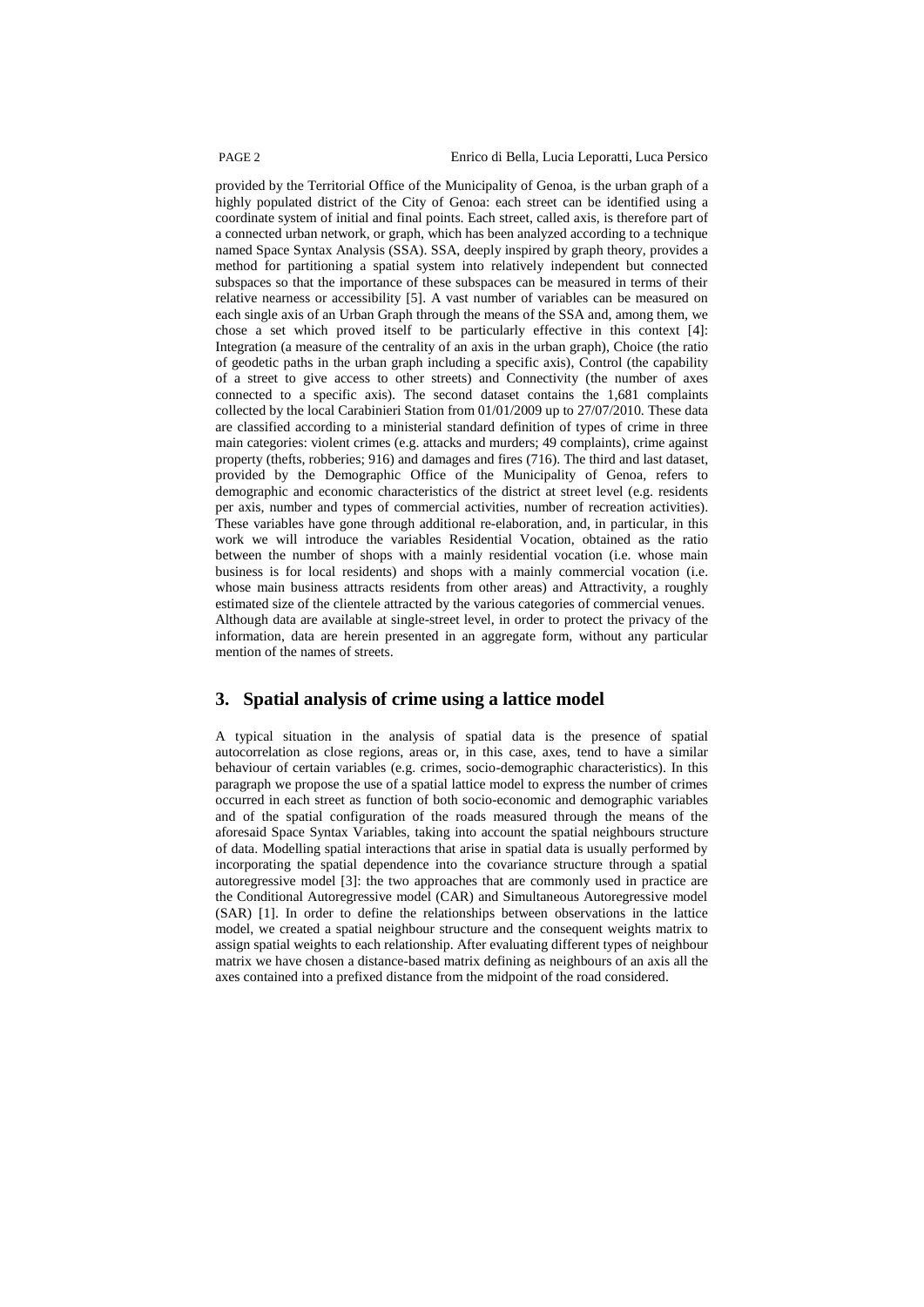provided by the Territorial Office of the Municipality of Genoa, is the urban graph of a highly populated district of the City of Genoa: each street can be identified using a coordinate system of initial and final points. Each street, called axis, is therefore part of a connected urban network, or graph, which has been analyzed according to a technique named Space Syntax Analysis (SSA). SSA, deeply inspired by graph theory, provides a method for partitioning a spatial system into relatively independent but connected subspaces so that the importance of these subspaces can be measured in terms of their relative nearness or accessibility [5]. A vast number of variables can be measured on each single axis of an Urban Graph through the means of the SSA and, among them, we chose a set which proved itself to be particularly effective in this context [4]: Integration (a measure of the centrality of an axis in the urban graph), Choice (the ratio of geodetic paths in the urban graph including a specific axis), Control (the capability of a street to give access to other streets) and Connectivity (the number of axes connected to a specific axis). The second dataset contains the 1,681 complaints collected by the local Carabinieri Station from 01/01/2009 up to 27/07/2010. These data are classified according to a ministerial standard definition of types of crime in three main categories: violent crimes (e.g. attacks and murders; 49 complaints), crime against property (thefts, robberies; 916) and damages and fires (716). The third and last dataset, provided by the Demographic Office of the Municipality of Genoa, refers to demographic and economic characteristics of the district at street level (e.g. residents per axis, number and types of commercial activities, number of recreation activities). These variables have gone through additional re-elaboration, and, in particular, in this work we will introduce the variables Residential Vocation, obtained as the ratio between the number of shops with a mainly residential vocation (i.e. whose main business is for local residents) and shops with a mainly commercial vocation (i.e. whose main business attracts residents from other areas) and Attractivity, a roughly estimated size of the clientele attracted by the various categories of commercial venues. Although data are available at single-street level, in order to protect the privacy of the information, data are herein presented in an aggregate form, without any particular mention of the names of streets.

## 3. Spatial analysis of crime using a lattice model

A typical situation in the analysis of spatial data is the presence of spatial autocorrelation as close regions, areas or, in this case, axes, tend to have a similar behaviour of certain variables (e.g. crimes, socio-demographic characteristics). In this paragraph we propose the use of a spatial lattice model to express the number of crimes occurred in each street as function of both socio-economic and demographic variables and of the spatial configuration of the roads measured through the means of the aforesaid Space Syntax Variables, taking into account the spatial neighbours structure of data. Modelling spatial interactions that arise in spatial data is usually performed by incorporating the spatial dependence into the covariance structure through a spatial autoregressive model [3]: the two approaches that are commonly used in practice are the Conditional Autoregressive model (CAR) and Simultaneous Autoregressive model (SAR) [1]. In order to define the relationships between observations in the lattice model, we created a spatial neighbour structure and the consequent weights matrix to assign spatial weights to each relationship. After evaluating different types of neighbour matrix we have chosen a distance-based matrix defining as neighbours of an axis all the axes contained into a prefixed distance from the midpoint of the road considered.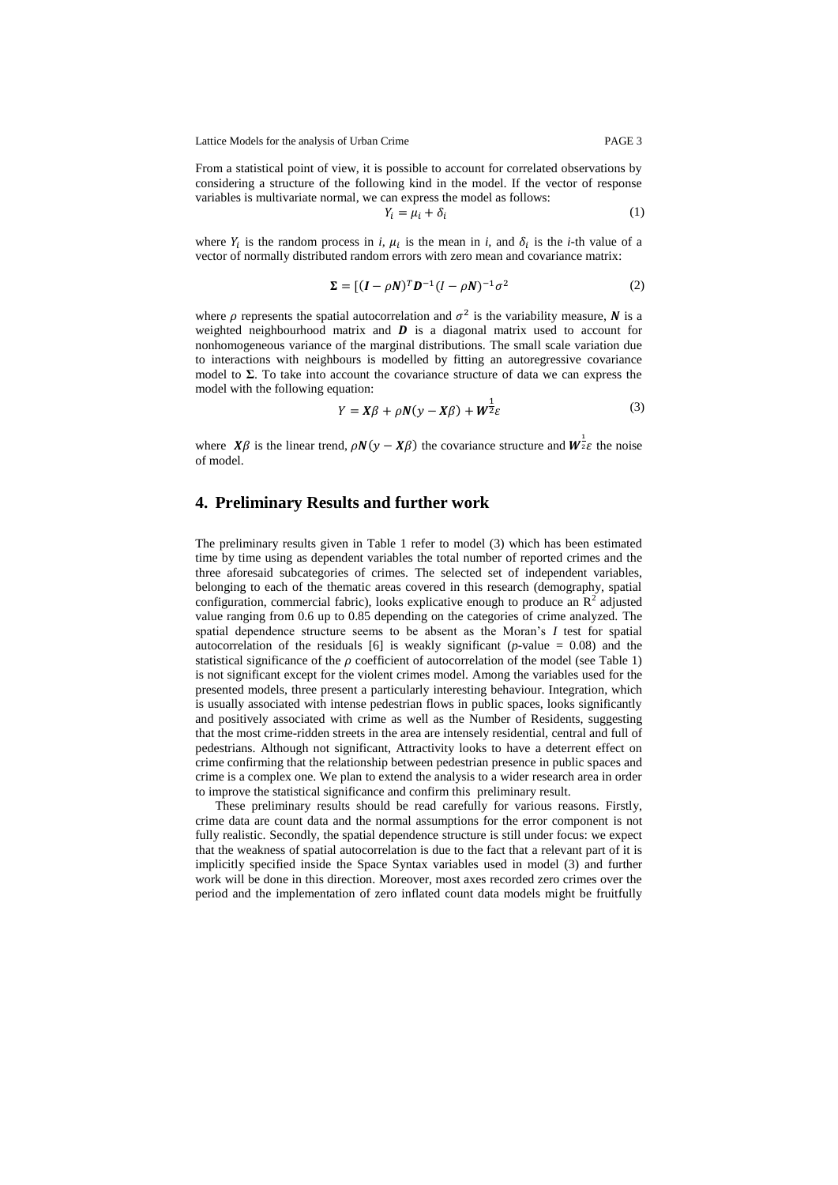From a statistical point of view, it is possible to account for correlated observations by considering a structure of the following kind in the model. If the vector of response variables is multivariate normal, we can express the model as follows:

$$Y_i = \mu_i + \delta_i \tag{1}$$

where $Y_i$ is the random process in $i$, $\mu_i$ is the mean in $i$, and $\delta_i$ is the $i$-th value of a vector of normally distributed random errors with zero mean and covariance matrix:

$$\mathbf{\Sigma} = [(\boldsymbol{I} - \rho\boldsymbol{N})^T \boldsymbol{D}^{-1}(I - \rho\boldsymbol{N})^{-1}\sigma^2 \tag{2}$$

where $\rho$ represents the spatial autocorrelation and $\sigma^2$ is the variability measure, $\boldsymbol{N}$ is a weighted neighbourhood matrix and $\boldsymbol{D}$ is a diagonal matrix used to account for nonhomogeneous variance of the marginal distributions. The small scale variation due to interactions with neighbours is modelled by fitting an autoregressive covariance model to $\mathbf{\Sigma}$. To take into account the covariance structure of data we can express the model with the following equation:

$$Y = \boldsymbol{X}\beta + \rho\boldsymbol{N}(y - \boldsymbol{X}\beta) + \boldsymbol{W}^{\frac{1}{2}}\varepsilon \tag{3}$$

where $\boldsymbol{X}\beta$ is the linear trend, $\rho\boldsymbol{N}(y - \boldsymbol{X}\beta)$ the covariance structure and $\boldsymbol{W}^{\frac{1}{2}}\varepsilon$ the noise of model.

## 4. Preliminary Results and further work

The preliminary results given in Table 1 refer to model (3) which has been estimated time by time using as dependent variables the total number of reported crimes and the three aforesaid subcategories of crimes. The selected set of independent variables, belonging to each of the thematic areas covered in this research (demography, spatial configuration, commercial fabric), looks explicative enough to produce an $R^2$ adjusted value ranging from 0.6 up to 0.85 depending on the categories of crime analyzed. The spatial dependence structure seems to be absent as the Moran's $I$ test for spatial autocorrelation of the residuals [6] is weakly significant ($p$-value = 0.08) and the statistical significance of the $\rho$ coefficient of autocorrelation of the model (see Table 1) is not significant except for the violent crimes model. Among the variables used for the presented models, three present a particularly interesting behaviour. Integration, which is usually associated with intense pedestrian flows in public spaces, looks significantly and positively associated with crime as well as the Number of Residents, suggesting that the most crime-ridden streets in the area are intensely residential, central and full of pedestrians. Although not significant, Attractivity looks to have a deterrent effect on crime confirming that the relationship between pedestrian presence in public spaces and crime is a complex one. We plan to extend the analysis to a wider research area in order to improve the statistical significance and confirm this preliminary result.

These preliminary results should be read carefully for various reasons. Firstly, crime data are count data and the normal assumptions for the error component is not fully realistic. Secondly, the spatial dependence structure is still under focus: we expect that the weakness of spatial autocorrelation is due to the fact that a relevant part of it is implicitly specified inside the Space Syntax variables used in model (3) and further work will be done in this direction. Moreover, most axes recorded zero crimes over the period and the implementation of zero inflated count data models might be fruitfully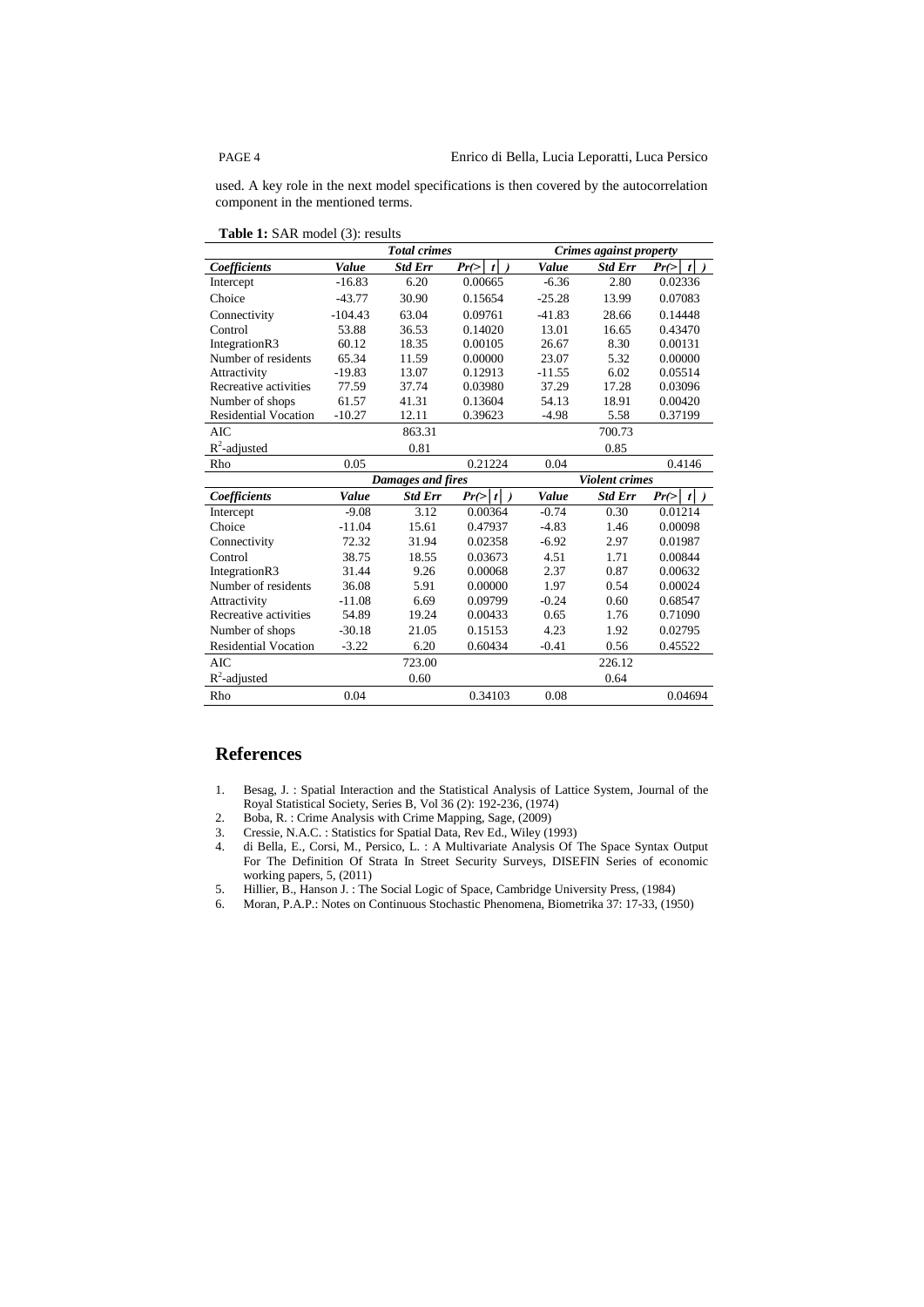used. A key role in the next model specifications is then covered by the autocorrelation component in the mentioned terms.

**Table 1:** SAR model (3): results

| | *Total crimes* | | | *Crimes against property* | | |
|---|---|---|---|---|---|---|
| ***Coefficients*** | ***Value*** | ***Std Err*** | ***Pr(>\|t\|)*** | ***Value*** | ***Std Err*** | ***Pr(>\|t\|)*** |
| Intercept | -16.83 | 6.20 | 0.00665 | -6.36 | 2.80 | 0.02336 |
| Choice | -43.77 | 30.90 | 0.15654 | -25.28 | 13.99 | 0.07083 |
| Connectivity | -104.43 | 63.04 | 0.09761 | -41.83 | 28.66 | 0.14448 |
| Control | 53.88 | 36.53 | 0.14020 | 13.01 | 16.65 | 0.43470 |
| IntegrationR3 | 60.12 | 18.35 | 0.00105 | 26.67 | 8.30 | 0.00131 |
| Number of residents | 65.34 | 11.59 | 0.00000 | 23.07 | 5.32 | 0.00000 |
| Attractivity | -19.83 | 13.07 | 0.12913 | -11.55 | 6.02 | 0.05514 |
| Recreative activities | 77.59 | 37.74 | 0.03980 | 37.29 | 17.28 | 0.03096 |
| Number of shops | 61.57 | 41.31 | 0.13604 | 54.13 | 18.91 | 0.00420 |
| Residential Vocation | -10.27 | 12.11 | 0.39623 | -4.98 | 5.58 | 0.37199 |
| AIC | | 863.31 | | | 700.73 | |
| $R^2$-adjusted | | 0.81 | | | 0.85 | |
| Rho | 0.05 | | 0.21224 | 0.04 | | 0.4146 |
| | *Damages and fires* | | | *Violent crimes* | | |
| ***Coefficients*** | ***Value*** | ***Std Err*** | ***Pr(>\|t\|)*** | ***Value*** | ***Std Err*** | ***Pr(>\|t\|)*** |
| Intercept | -9.08 | 3.12 | 0.00364 | -0.74 | 0.30 | 0.01214 |
| Choice | -11.04 | 15.61 | 0.47937 | -4.83 | 1.46 | 0.00098 |
| Connectivity | 72.32 | 31.94 | 0.02358 | -6.92 | 2.97 | 0.01987 |
| Control | 38.75 | 18.55 | 0.03673 | 4.51 | 1.71 | 0.00844 |
| IntegrationR3 | 31.44 | 9.26 | 0.00068 | 2.37 | 0.87 | 0.00632 |
| Number of residents | 36.08 | 5.91 | 0.00000 | 1.97 | 0.54 | 0.00024 |
| Attractivity | -11.08 | 6.69 | 0.09799 | -0.24 | 0.60 | 0.68547 |
| Recreative activities | 54.89 | 19.24 | 0.00433 | 0.65 | 1.76 | 0.71090 |
| Number of shops | -30.18 | 21.05 | 0.15153 | 4.23 | 1.92 | 0.02795 |
| Residential Vocation | -3.22 | 6.20 | 0.60434 | -0.41 | 0.56 | 0.45522 |
| AIC | | 723.00 | | | 226.12 | |
| $R^2$-adjusted | | 0.60 | | | 0.64 | |
| Rho | 0.04 | | 0.34103 | 0.08 | | 0.04694 |

## References

1. Besag, J. : Spatial Interaction and the Statistical Analysis of Lattice System, Journal of the Royal Statistical Society, Series B, Vol 36 (2): 192-236, (1974)
2. Boba, R. : Crime Analysis with Crime Mapping, Sage, (2009)
3. Cressie, N.A.C. : Statistics for Spatial Data, Rev Ed., Wiley (1993)
4. di Bella, E., Corsi, M., Persico, L. : A Multivariate Analysis Of The Space Syntax Output For The Definition Of Strata In Street Security Surveys, DISEFIN Series of economic working papers, 5, (2011)
5. Hillier, B., Hanson J. : The Social Logic of Space, Cambridge University Press, (1984)
6. Moran, P.A.P.: Notes on Continuous Stochastic Phenomena, Biometrika 37: 17-33, (1950)